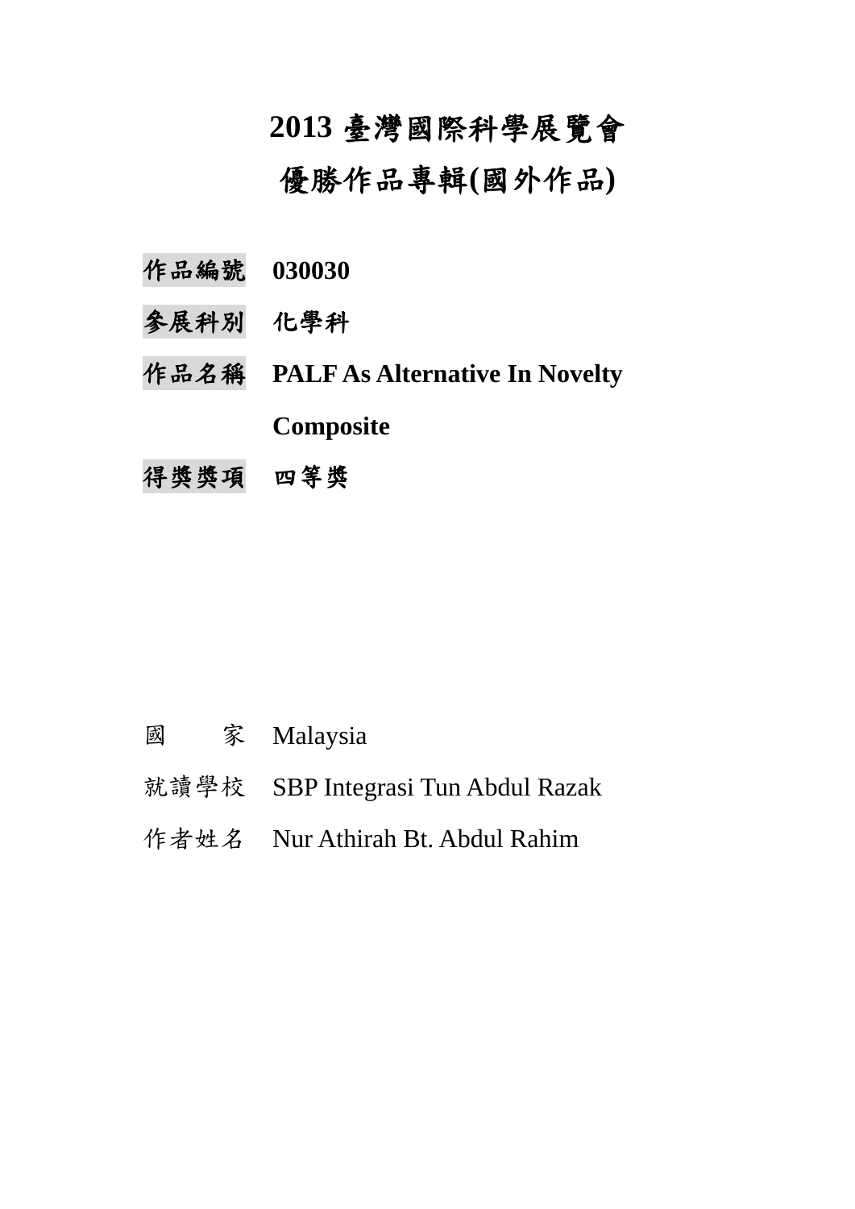# 2013 臺灣國際科學展覽會

# 優勝作品專輯(國外作品)

**作品編號** **030030**

**參展科別** **化學科**

**作品名稱** **PALF As Alternative In Novelty Composite**

**得獎獎項** **四等獎**

國　　家 Malaysia

就讀學校 SBP Integrasi Tun Abdul Razak

作者姓名 Nur Athirah Bt. Abdul Rahim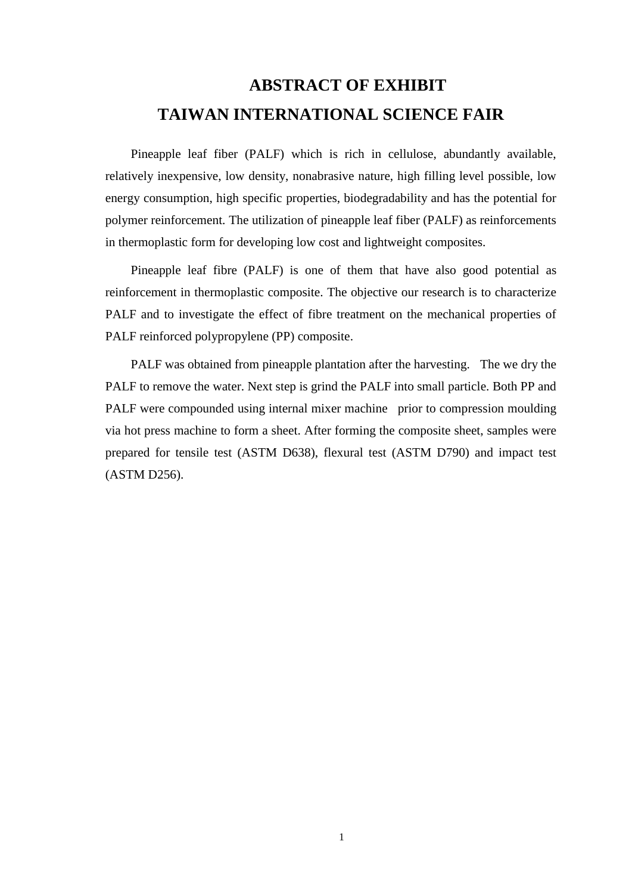# ABSTRACT OF EXHIBIT
# TAIWAN INTERNATIONAL SCIENCE FAIR

Pineapple leaf fiber (PALF) which is rich in cellulose, abundantly available, relatively inexpensive, low density, nonabrasive nature, high filling level possible, low energy consumption, high specific properties, biodegradability and has the potential for polymer reinforcement. The utilization of pineapple leaf fiber (PALF) as reinforcements in thermoplastic form for developing low cost and lightweight composites.

Pineapple leaf fibre (PALF) is one of them that have also good potential as reinforcement in thermoplastic composite. The objective our research is to characterize PALF and to investigate the effect of fibre treatment on the mechanical properties of PALF reinforced polypropylene (PP) composite.

PALF was obtained from pineapple plantation after the harvesting. The we dry the PALF to remove the water. Next step is grind the PALF into small particle. Both PP and PALF were compounded using internal mixer machine prior to compression moulding via hot press machine to form a sheet. After forming the composite sheet, samples were prepared for tensile test (ASTM D638), flexural test (ASTM D790) and impact test (ASTM D256).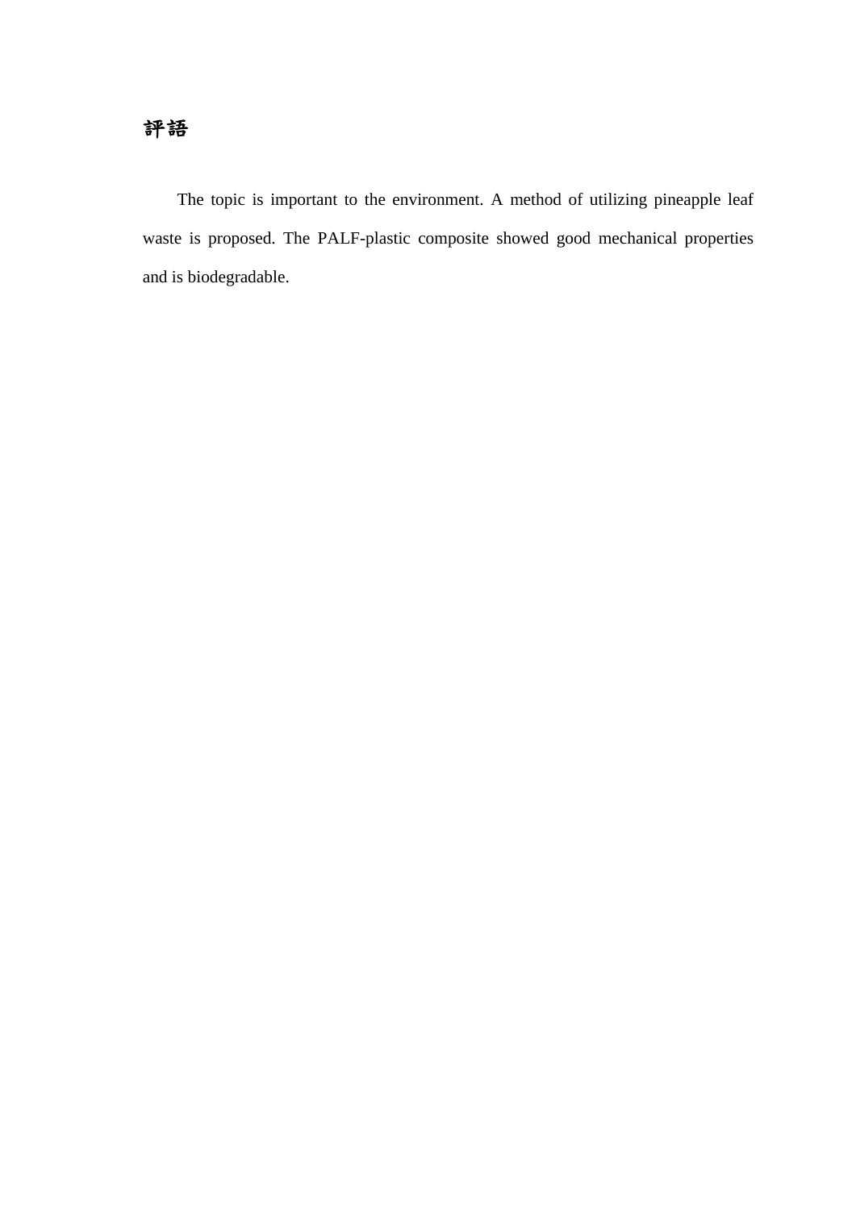# 評語

The topic is important to the environment. A method of utilizing pineapple leaf waste is proposed. The PALF-plastic composite showed good mechanical properties and is biodegradable.